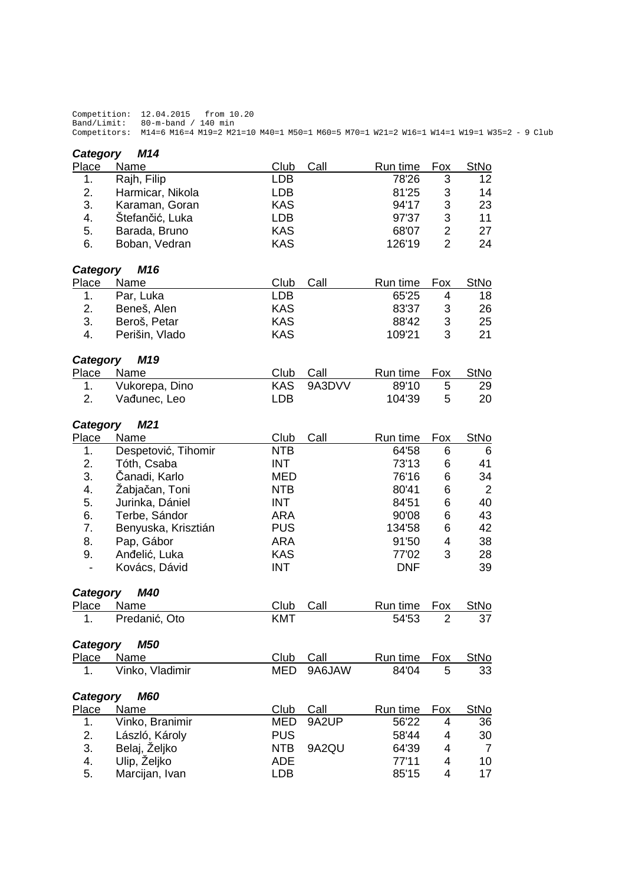```
Competition:  12.04.2015   from 10.20
Band/Limit:   80-m-band / 140 min
Competitors:  M14=6 M16=4 M19=2 M21=10 M40=1 M50=1 M60=5 M70=1 W21=2 W16=1 W14=1 W19=1 W35=2 - 9 Club
```

### *Category M14*

| Place | Name | Club | Call | Run time | Fox | StNo |
|---|---|---|---|---|---|---|
| 1. | Rajh, Filip | LDB | | 78'26 | 3 | 12 |
| 2. | Harmicar, Nikola | LDB | | 81'25 | 3 | 14 |
| 3. | Karaman, Goran | KAS | | 94'17 | 3 | 23 |
| 4. | Štefančić, Luka | LDB | | 97'37 | 3 | 11 |
| 5. | Barada, Bruno | KAS | | 68'07 | 2 | 27 |
| 6. | Boban, Vedran | KAS | | 126'19 | 2 | 24 |

### *Category M16*

| Place | Name | Club | Call | Run time | Fox | StNo |
|---|---|---|---|---|---|---|
| 1. | Par, Luka | LDB | | 65'25 | 4 | 18 |
| 2. | Beneš, Alen | KAS | | 83'37 | 3 | 26 |
| 3. | Beroš, Petar | KAS | | 88'42 | 3 | 25 |
| 4. | Perišin, Vlado | KAS | | 109'21 | 3 | 21 |

### *Category M19*

| Place | Name | Club | Call | Run time | Fox | StNo |
|---|---|---|---|---|---|---|
| 1. | Vukorepa, Dino | KAS | 9A3DVV | 89'10 | 5 | 29 |
| 2. | Vađunec, Leo | LDB | | 104'39 | 5 | 20 |

### *Category M21*

| Place | Name | Club | Call | Run time | Fox | StNo |
|---|---|---|---|---|---|---|
| 1. | Despetović, Tihomir | NTB | | 64'58 | 6 | 6 |
| 2. | Tóth, Csaba | INT | | 73'13 | 6 | 41 |
| 3. | Čanadi, Karlo | MED | | 76'16 | 6 | 34 |
| 4. | Žabjačan, Toni | NTB | | 80'41 | 6 | 2 |
| 5. | Jurinka, Dániel | INT | | 84'51 | 6 | 40 |
| 6. | Terbe, Sándor | ARA | | 90'08 | 6 | 43 |
| 7. | Benyuska, Krisztián | PUS | | 134'58 | 6 | 42 |
| 8. | Pap, Gábor | ARA | | 91'50 | 4 | 38 |
| 9. | Anđelić, Luka | KAS | | 77'02 | 3 | 28 |
| - | Kovács, Dávid | INT | | DNF | | 39 |

### *Category M40*

| Place | Name | Club | Call | Run time | Fox | StNo |
|---|---|---|---|---|---|---|
| 1. | Predanić, Oto | KMT | | 54'53 | 2 | 37 |

### *Category M50*

| Place | Name | Club | Call | Run time | Fox | StNo |
|---|---|---|---|---|---|---|
| 1. | Vinko, Vladimir | MED | 9A6JAW | 84'04 | 5 | 33 |

### *Category M60*

| Place | Name | Club | Call | Run time | Fox | StNo |
|---|---|---|---|---|---|---|
| 1. | Vinko, Branimir | MED | 9A2UP | 56'22 | 4 | 36 |
| 2. | László, Károly | PUS | | 58'44 | 4 | 30 |
| 3. | Belaj, Željko | NTB | 9A2QU | 64'39 | 4 | 7 |
| 4. | Ulip, Željko | ADE | | 77'11 | 4 | 10 |
| 5. | Marcijan, Ivan | LDB | | 85'15 | 4 | 17 |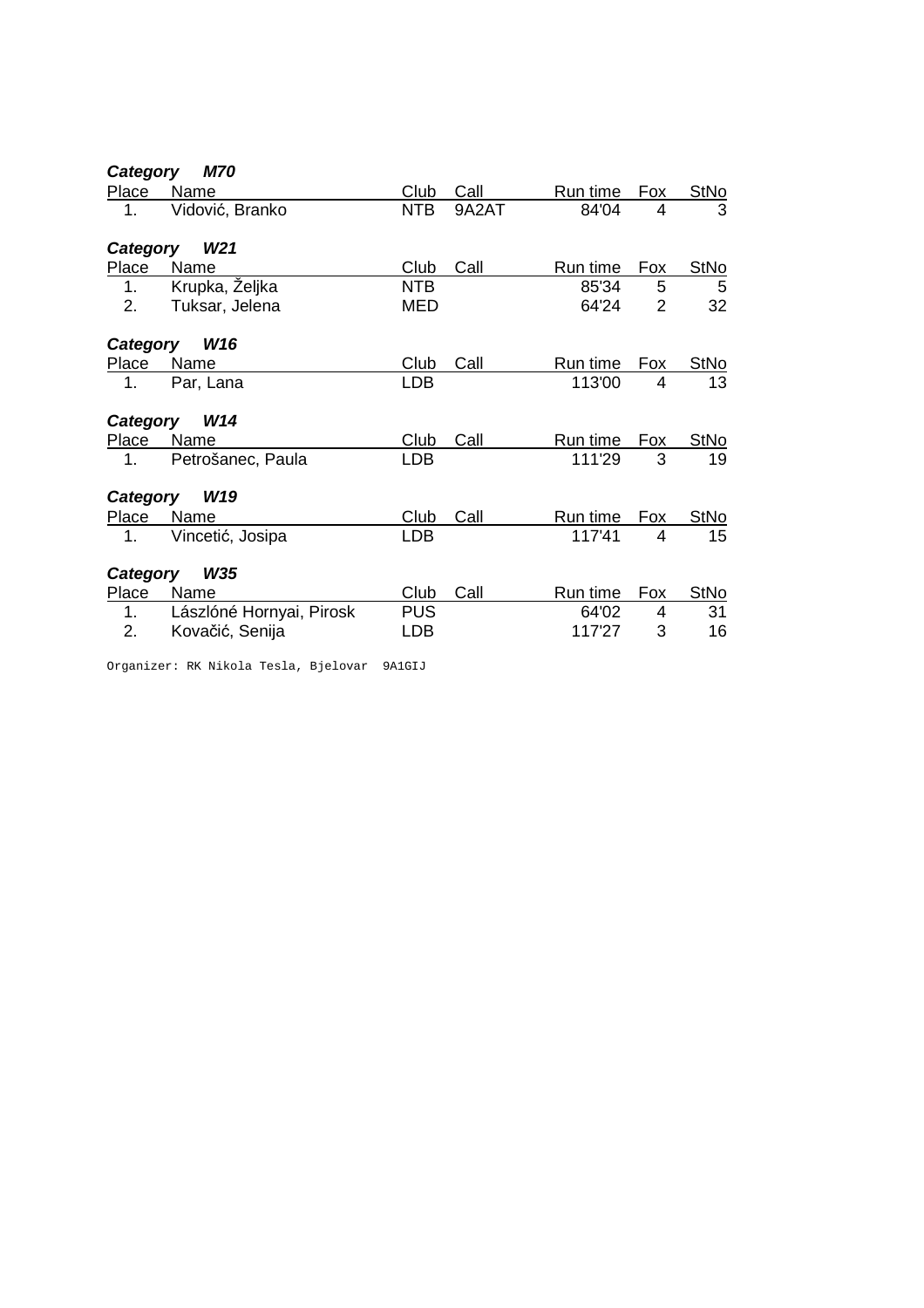***Category M70***

| Place | Name | Club | Call | Run time | Fox | StNo |
|---|---|---|---|---|---|---|
| 1. | Vidović, Branko | NTB | 9A2AT | 84'04 | 4 | 3 |

***Category W21***

| Place | Name | Club | Call | Run time | Fox | StNo |
|---|---|---|---|---|---|---|
| 1. | Krupka, Željka | NTB | | 85'34 | 5 | 5 |
| 2. | Tuksar, Jelena | MED | | 64'24 | 2 | 32 |

***Category W16***

| Place | Name | Club | Call | Run time | Fox | StNo |
|---|---|---|---|---|---|---|
| 1. | Par, Lana | LDB | | 113'00 | 4 | 13 |

***Category W14***

| Place | Name | Club | Call | Run time | Fox | StNo |
|---|---|---|---|---|---|---|
| 1. | Petrošanec, Paula | LDB | | 111'29 | 3 | 19 |

***Category W19***

| Place | Name | Club | Call | Run time | Fox | StNo |
|---|---|---|---|---|---|---|
| 1. | Vincetić, Josipa | LDB | | 117'41 | 4 | 15 |

***Category W35***

| Place | Name | Club | Call | Run time | Fox | StNo |
|---|---|---|---|---|---|---|
| 1. | Lászlóné Hornyai, Pirosk | PUS | | 64'02 | 4 | 31 |
| 2. | Kovačić, Senija | LDB | | 117'27 | 3 | 16 |

Organizer: RK Nikola Tesla, Bjelovar 9A1GIJ